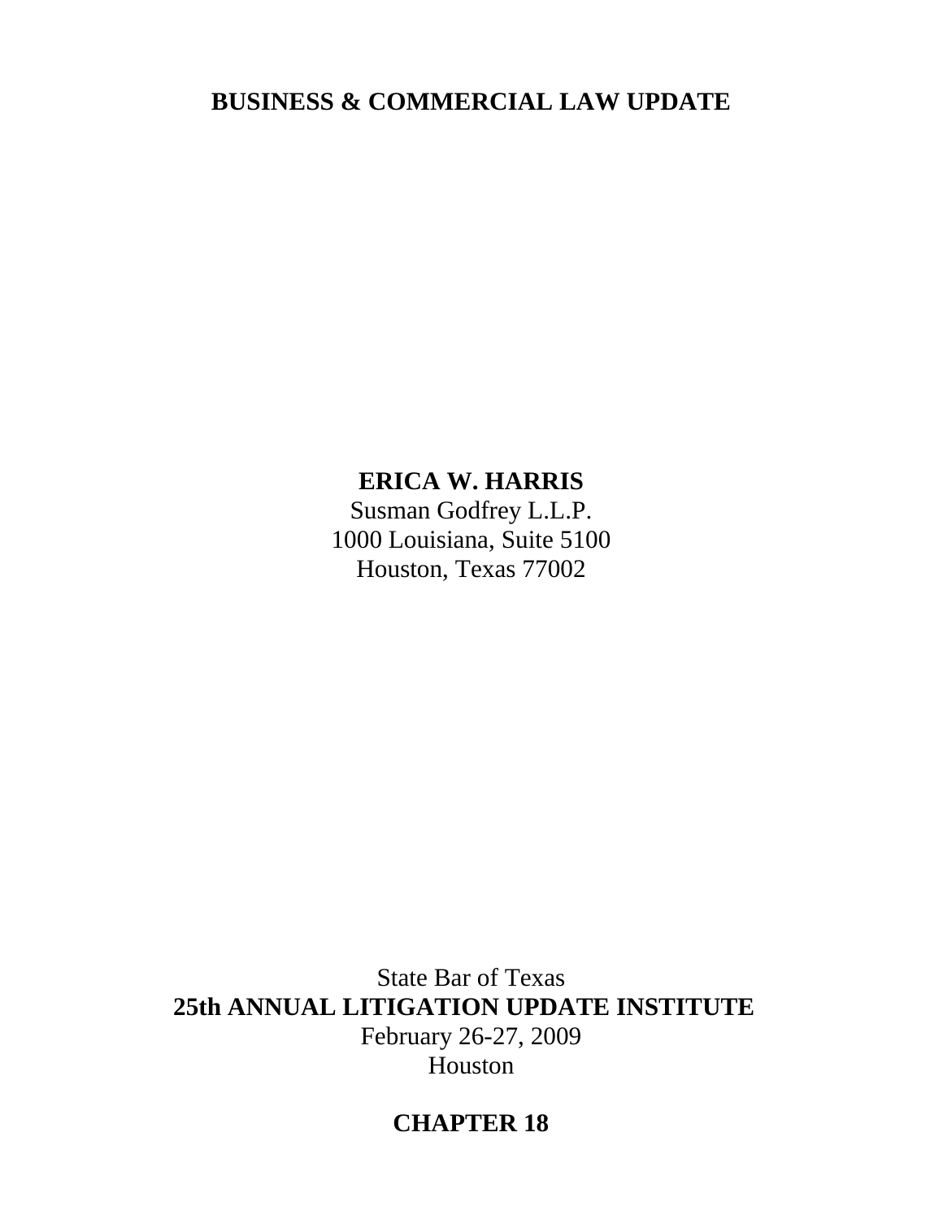# BUSINESS & COMMERCIAL LAW UPDATE

**ERICA W. HARRIS**
Susman Godfrey L.L.P.
1000 Louisiana, Suite 5100
Houston, Texas 77002

State Bar of Texas
**25th ANNUAL LITIGATION UPDATE INSTITUTE**
February 26-27, 2009
Houston

**CHAPTER 18**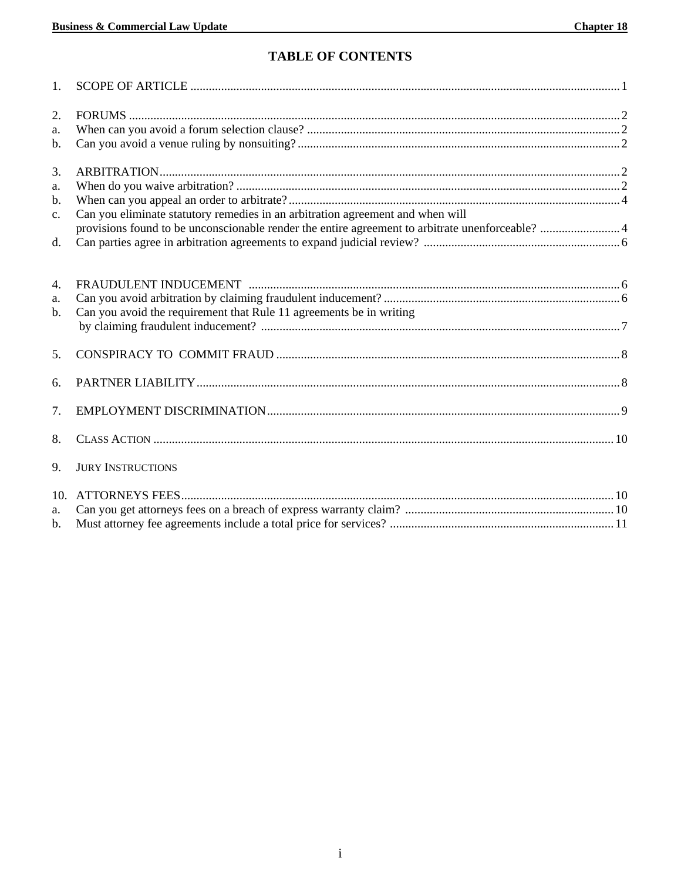# TABLE OF CONTENTS

1. SCOPE OF ARTICLE .......... 1

2. FORUMS .......... 2
   a. When can you avoid a forum selection clause? .......... 2
   b. Can you avoid a venue ruling by nonsuiting? .......... 2

3. ARBITRATION .......... 2
   a. When do you waive arbitration? .......... 2
   b. When can you appeal an order to arbitrate? .......... 4
   c. Can you eliminate statutory remedies in an arbitration agreement and when will provisions found to be unconscionable render the entire agreement to arbitrate unenforceable? .......... 4
   d. Can parties agree in arbitration agreements to expand judicial review? .......... 6

4. FRAUDULENT INDUCEMENT .......... 6
   a. Can you avoid arbitration by claiming fraudulent inducement? .......... 6
   b. Can you avoid the requirement that Rule 11 agreements be in writing by claiming fraudulent inducement? .......... 7

5. CONSPIRACY TO COMMIT FRAUD .......... 8

6. PARTNER LIABILITY .......... 8

7. EMPLOYMENT DISCRIMINATION .......... 9

8. CLASS ACTION .......... 10

9. JURY INSTRUCTIONS

10. ATTORNEYS FEES .......... 10
    a. Can you get attorneys fees on a breach of express warranty claim? .......... 10
    b. Must attorney fee agreements include a total price for services? .......... 11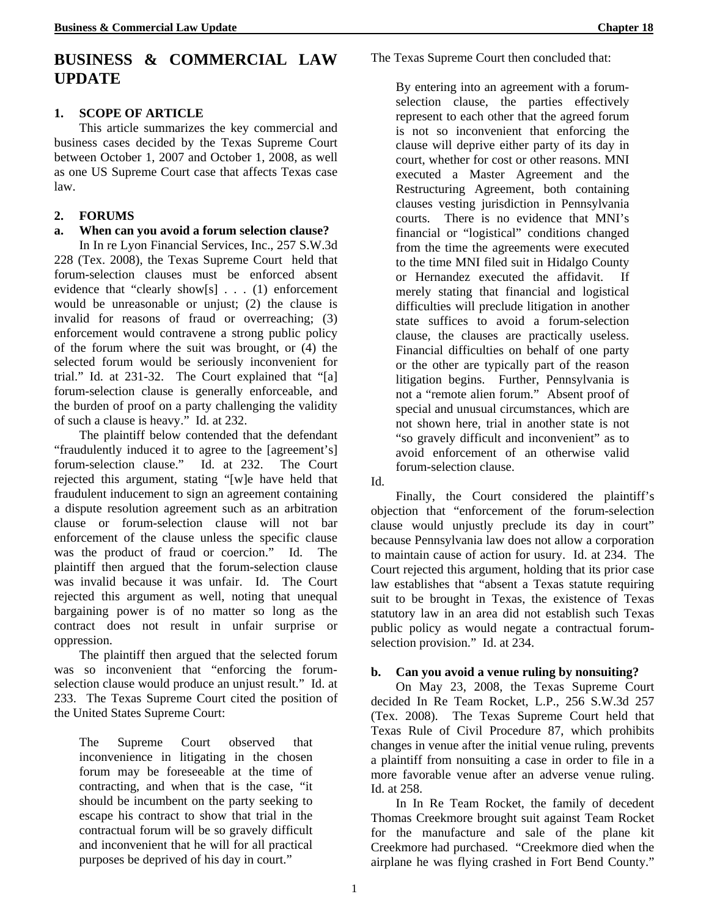# BUSINESS & COMMERCIAL LAW UPDATE

## 1. SCOPE OF ARTICLE

This article summarizes the key commercial and business cases decided by the Texas Supreme Court between October 1, 2007 and October 1, 2008, as well as one US Supreme Court case that affects Texas case law.

## 2. FORUMS

### a. When can you avoid a forum selection clause?

In In re Lyon Financial Services, Inc., 257 S.W.3d 228 (Tex. 2008), the Texas Supreme Court held that forum-selection clauses must be enforced absent evidence that "clearly show[s] . . . (1) enforcement would be unreasonable or unjust; (2) the clause is invalid for reasons of fraud or overreaching; (3) enforcement would contravene a strong public policy of the forum where the suit was brought, or (4) the selected forum would be seriously inconvenient for trial." Id. at 231-32. The Court explained that "[a] forum-selection clause is generally enforceable, and the burden of proof on a party challenging the validity of such a clause is heavy." Id. at 232.

The plaintiff below contended that the defendant "fraudulently induced it to agree to the [agreement's] forum-selection clause." Id. at 232. The Court rejected this argument, stating "[w]e have held that fraudulent inducement to sign an agreement containing a dispute resolution agreement such as an arbitration clause or forum-selection clause will not bar enforcement of the clause unless the specific clause was the product of fraud or coercion." Id. The plaintiff then argued that the forum-selection clause was invalid because it was unfair. Id. The Court rejected this argument as well, noting that unequal bargaining power is of no matter so long as the contract does not result in unfair surprise or oppression.

The plaintiff then argued that the selected forum was so inconvenient that "enforcing the forum-selection clause would produce an unjust result." Id. at 233. The Texas Supreme Court cited the position of the United States Supreme Court:

> The Supreme Court observed that inconvenience in litigating in the chosen forum may be foreseeable at the time of contracting, and when that is the case, "it should be incumbent on the party seeking to escape his contract to show that trial in the contractual forum will be so gravely difficult and inconvenient that he will for all practical purposes be deprived of his day in court."

The Texas Supreme Court then concluded that:

> By entering into an agreement with a forum-selection clause, the parties effectively represent to each other that the agreed forum is not so inconvenient that enforcing the clause will deprive either party of its day in court, whether for cost or other reasons. MNI executed a Master Agreement and the Restructuring Agreement, both containing clauses vesting jurisdiction in Pennsylvania courts. There is no evidence that MNI's financial or "logistical" conditions changed from the time the agreements were executed to the time MNI filed suit in Hidalgo County or Hernandez executed the affidavit. If merely stating that financial and logistical difficulties will preclude litigation in another state suffices to avoid a forum-selection clause, the clauses are practically useless. Financial difficulties on behalf of one party or the other are typically part of the reason litigation begins. Further, Pennsylvania is not a "remote alien forum." Absent proof of special and unusual circumstances, which are not shown here, trial in another state is not "so gravely difficult and inconvenient" as to avoid enforcement of an otherwise valid forum-selection clause.

Id.

Finally, the Court considered the plaintiff's objection that "enforcement of the forum-selection clause would unjustly preclude its day in court" because Pennsylvania law does not allow a corporation to maintain cause of action for usury. Id. at 234. The Court rejected this argument, holding that its prior case law establishes that "absent a Texas statute requiring suit to be brought in Texas, the existence of Texas statutory law in an area did not establish such Texas public policy as would negate a contractual forum-selection provision." Id. at 234.

### b. Can you avoid a venue ruling by nonsuiting?

On May 23, 2008, the Texas Supreme Court decided In Re Team Rocket, L.P., 256 S.W.3d 257 (Tex. 2008). The Texas Supreme Court held that Texas Rule of Civil Procedure 87, which prohibits changes in venue after the initial venue ruling, prevents a plaintiff from nonsuiting a case in order to file in a more favorable venue after an adverse venue ruling. Id. at 258.

In In Re Team Rocket, the family of decedent Thomas Creekmore brought suit against Team Rocket for the manufacture and sale of the plane kit Creekmore had purchased. "Creekmore died when the airplane he was flying crashed in Fort Bend County."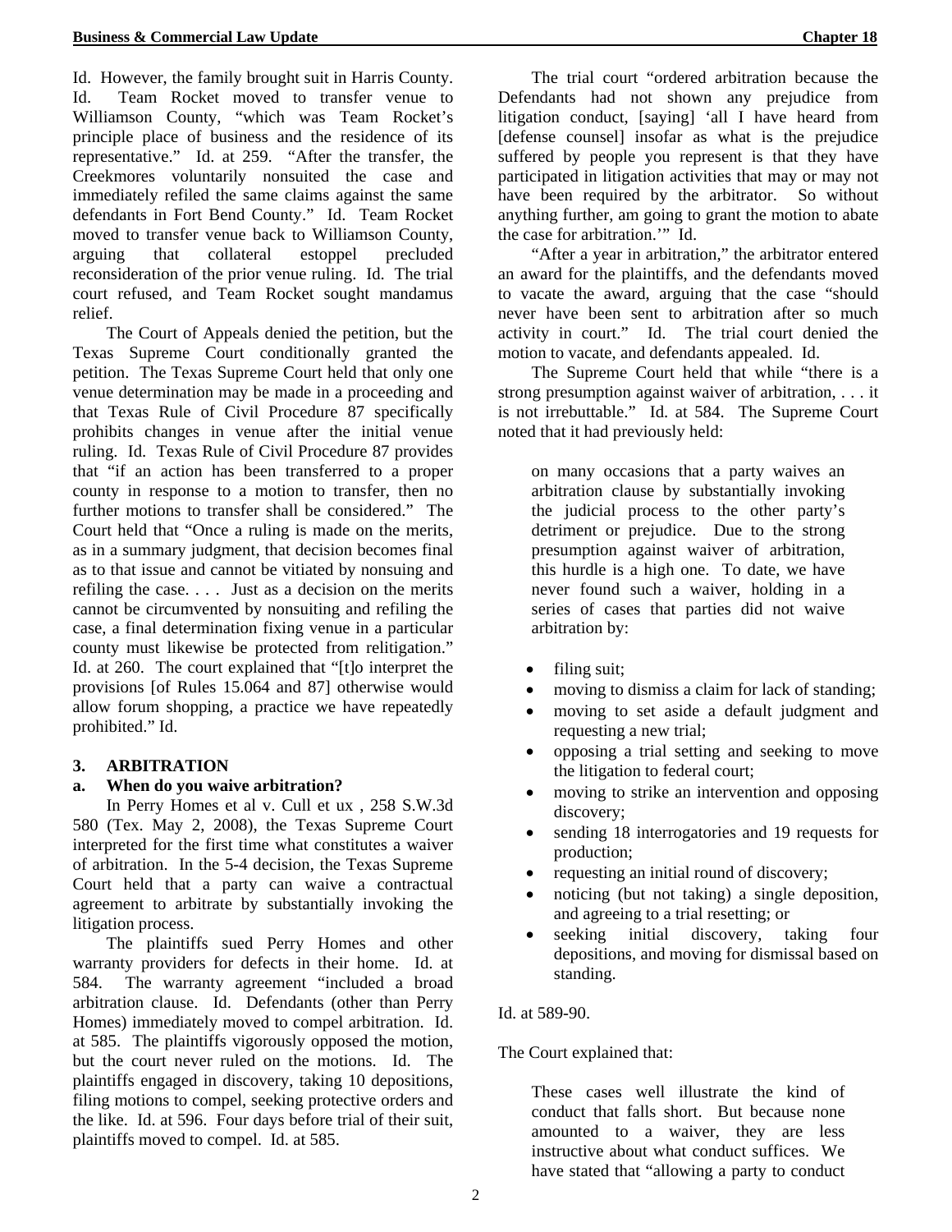Id. However, the family brought suit in Harris County. Id. Team Rocket moved to transfer venue to Williamson County, "which was Team Rocket's principle place of business and the residence of its representative." Id. at 259. "After the transfer, the Creekmores voluntarily nonsuited the case and immediately refiled the same claims against the same defendants in Fort Bend County." Id. Team Rocket moved to transfer venue back to Williamson County, arguing that collateral estoppel precluded reconsideration of the prior venue ruling. Id. The trial court refused, and Team Rocket sought mandamus relief.

The Court of Appeals denied the petition, but the Texas Supreme Court conditionally granted the petition. The Texas Supreme Court held that only one venue determination may be made in a proceeding and that Texas Rule of Civil Procedure 87 specifically prohibits changes in venue after the initial venue ruling. Id. Texas Rule of Civil Procedure 87 provides that "if an action has been transferred to a proper county in response to a motion to transfer, then no further motions to transfer shall be considered." The Court held that "Once a ruling is made on the merits, as in a summary judgment, that decision becomes final as to that issue and cannot be vitiated by nonsuing and refiling the case. . . . Just as a decision on the merits cannot be circumvented by nonsuiting and refiling the case, a final determination fixing venue in a particular county must likewise be protected from relitigation." Id. at 260. The court explained that "[t]o interpret the provisions [of Rules 15.064 and 87] otherwise would allow forum shopping, a practice we have repeatedly prohibited." Id.

## 3. ARBITRATION

### a. When do you waive arbitration?

In Perry Homes et al v. Cull et ux , 258 S.W.3d 580 (Tex. May 2, 2008), the Texas Supreme Court interpreted for the first time what constitutes a waiver of arbitration. In the 5-4 decision, the Texas Supreme Court held that a party can waive a contractual agreement to arbitrate by substantially invoking the litigation process.

The plaintiffs sued Perry Homes and other warranty providers for defects in their home. Id. at 584. The warranty agreement "included a broad arbitration clause. Id. Defendants (other than Perry Homes) immediately moved to compel arbitration. Id. at 585. The plaintiffs vigorously opposed the motion, but the court never ruled on the motions. Id. The plaintiffs engaged in discovery, taking 10 depositions, filing motions to compel, seeking protective orders and the like. Id. at 596. Four days before trial of their suit, plaintiffs moved to compel. Id. at 585.

The trial court "ordered arbitration because the Defendants had not shown any prejudice from litigation conduct, [saying] 'all I have heard from [defense counsel] insofar as what is the prejudice suffered by people you represent is that they have participated in litigation activities that may or may not have been required by the arbitrator. So without anything further, am going to grant the motion to abate the case for arbitration.'" Id.

"After a year in arbitration," the arbitrator entered an award for the plaintiffs, and the defendants moved to vacate the award, arguing that the case "should never have been sent to arbitration after so much activity in court." Id. The trial court denied the motion to vacate, and defendants appealed. Id.

The Supreme Court held that while "there is a strong presumption against waiver of arbitration, . . . it is not irrebuttable." Id. at 584. The Supreme Court noted that it had previously held:

> on many occasions that a party waives an arbitration clause by substantially invoking the judicial process to the other party's detriment or prejudice. Due to the strong presumption against waiver of arbitration, this hurdle is a high one. To date, we have never found such a waiver, holding in a series of cases that parties did not waive arbitration by:
>
> - filing suit;
> - moving to dismiss a claim for lack of standing;
> - moving to set aside a default judgment and requesting a new trial;
> - opposing a trial setting and seeking to move the litigation to federal court;
> - moving to strike an intervention and opposing discovery;
> - sending 18 interrogatories and 19 requests for production;
> - requesting an initial round of discovery;
> - noticing (but not taking) a single deposition, and agreeing to a trial resetting; or
> - seeking initial discovery, taking four depositions, and moving for dismissal based on standing.

Id. at 589-90.

The Court explained that:

> These cases well illustrate the kind of conduct that falls short. But because none amounted to a waiver, they are less instructive about what conduct suffices. We have stated that "allowing a party to conduct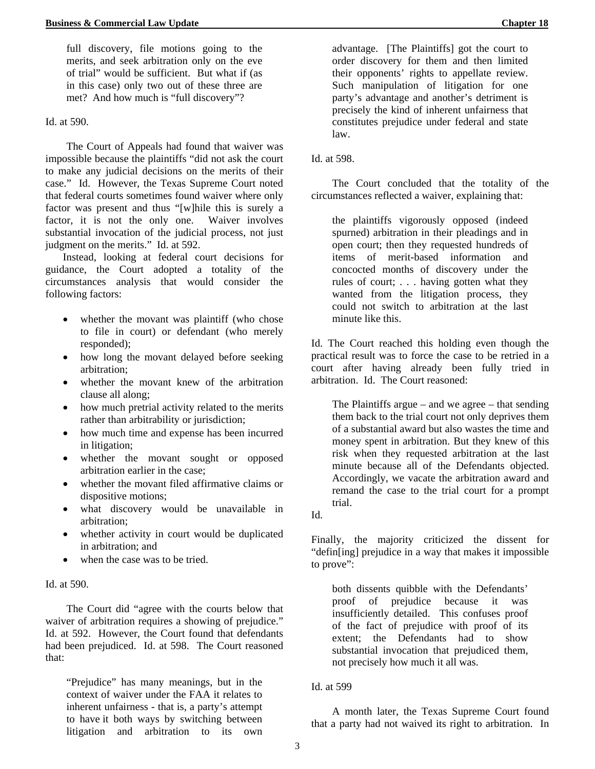full discovery, file motions going to the merits, and seek arbitration only on the eve of trial" would be sufficient. But what if (as in this case) only two out of these three are met? And how much is "full discovery"?

Id. at 590.

The Court of Appeals had found that waiver was impossible because the plaintiffs "did not ask the court to make any judicial decisions on the merits of their case." Id. However, the Texas Supreme Court noted that federal courts sometimes found waiver where only factor was present and thus "[w]hile this is surely a factor, it is not the only one. Waiver involves substantial invocation of the judicial process, not just judgment on the merits." Id. at 592.

Instead, looking at federal court decisions for guidance, the Court adopted a totality of the circumstances analysis that would consider the following factors:

- whether the movant was plaintiff (who chose to file in court) or defendant (who merely responded);
- how long the movant delayed before seeking arbitration;
- whether the movant knew of the arbitration clause all along;
- how much pretrial activity related to the merits rather than arbitrability or jurisdiction;
- how much time and expense has been incurred in litigation;
- whether the movant sought or opposed arbitration earlier in the case;
- whether the movant filed affirmative claims or dispositive motions;
- what discovery would be unavailable in arbitration;
- whether activity in court would be duplicated in arbitration; and
- when the case was to be tried.

Id. at 590.

The Court did "agree with the courts below that waiver of arbitration requires a showing of prejudice." Id. at 592. However, the Court found that defendants had been prejudiced. Id. at 598. The Court reasoned that:

> "Prejudice" has many meanings, but in the context of waiver under the FAA it relates to inherent unfairness - that is, a party's attempt to have it both ways by switching between litigation and arbitration to its own advantage. [The Plaintiffs] got the court to order discovery for them and then limited their opponents' rights to appellate review. Such manipulation of litigation for one party's advantage and another's detriment is precisely the kind of inherent unfairness that constitutes prejudice under federal and state law.

Id. at 598.

The Court concluded that the totality of the circumstances reflected a waiver, explaining that:

> the plaintiffs vigorously opposed (indeed spurned) arbitration in their pleadings and in open court; then they requested hundreds of items of merit-based information and concocted months of discovery under the rules of court; . . . having gotten what they wanted from the litigation process, they could not switch to arbitration at the last minute like this.

Id. The Court reached this holding even though the practical result was to force the case to be retried in a court after having already been fully tried in arbitration. Id. The Court reasoned:

> The Plaintiffs argue – and we agree – that sending them back to the trial court not only deprives them of a substantial award but also wastes the time and money spent in arbitration. But they knew of this risk when they requested arbitration at the last minute because all of the Defendants objected. Accordingly, we vacate the arbitration award and remand the case to the trial court for a prompt trial.

Id.

Finally, the majority criticized the dissent for "defin[ing] prejudice in a way that makes it impossible to prove":

> both dissents quibble with the Defendants' proof of prejudice because it was insufficiently detailed. This confuses proof of the fact of prejudice with proof of its extent; the Defendants had to show substantial invocation that prejudiced them, not precisely how much it all was.

Id. at 599

A month later, the Texas Supreme Court found that a party had not waived its right to arbitration. In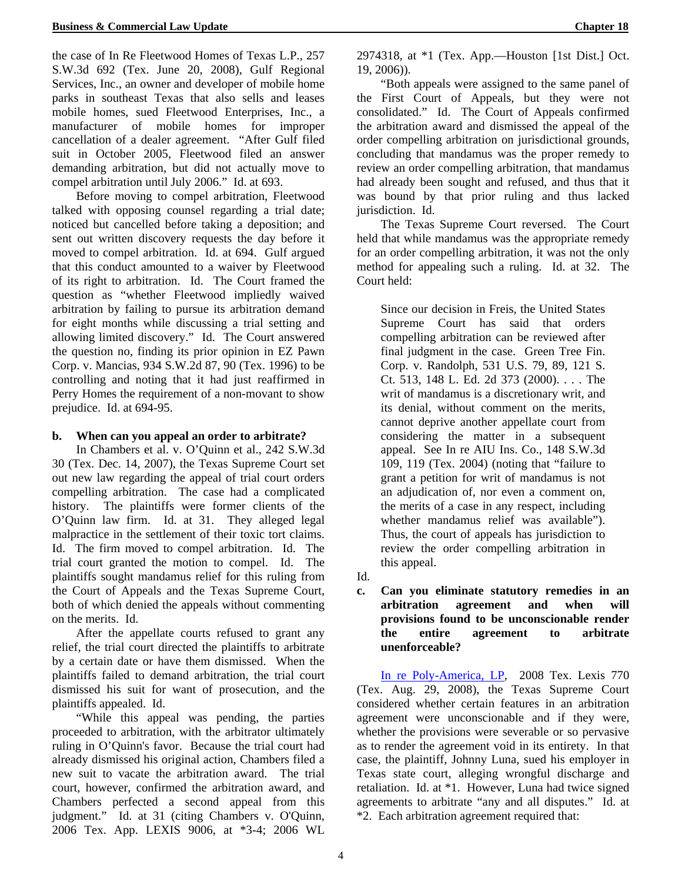the case of In Re Fleetwood Homes of Texas L.P., 257 S.W.3d 692 (Tex. June 20, 2008), Gulf Regional Services, Inc., an owner and developer of mobile home parks in southeast Texas that also sells and leases mobile homes, sued Fleetwood Enterprises, Inc., a manufacturer of mobile homes for improper cancellation of a dealer agreement. "After Gulf filed suit in October 2005, Fleetwood filed an answer demanding arbitration, but did not actually move to compel arbitration until July 2006." Id. at 693.

Before moving to compel arbitration, Fleetwood talked with opposing counsel regarding a trial date; noticed but cancelled before taking a deposition; and sent out written discovery requests the day before it moved to compel arbitration. Id. at 694. Gulf argued that this conduct amounted to a waiver by Fleetwood of its right to arbitration. Id. The Court framed the question as "whether Fleetwood impliedly waived arbitration by failing to pursue its arbitration demand for eight months while discussing a trial setting and allowing limited discovery." Id. The Court answered the question no, finding its prior opinion in EZ Pawn Corp. v. Mancias, 934 S.W.2d 87, 90 (Tex. 1996) to be controlling and noting that it had just reaffirmed in Perry Homes the requirement of a non-movant to show prejudice. Id. at 694-95.

#### b. When can you appeal an order to arbitrate?

In Chambers et al. v. O'Quinn et al., 242 S.W.3d 30 (Tex. Dec. 14, 2007), the Texas Supreme Court set out new law regarding the appeal of trial court orders compelling arbitration. The case had a complicated history. The plaintiffs were former clients of the O'Quinn law firm. Id. at 31. They alleged legal malpractice in the settlement of their toxic tort claims. Id. The firm moved to compel arbitration. Id. The trial court granted the motion to compel. Id. The plaintiffs sought mandamus relief for this ruling from the Court of Appeals and the Texas Supreme Court, both of which denied the appeals without commenting on the merits. Id.

After the appellate courts refused to grant any relief, the trial court directed the plaintiffs to arbitrate by a certain date or have them dismissed. When the plaintiffs failed to demand arbitration, the trial court dismissed his suit for want of prosecution, and the plaintiffs appealed. Id.

"While this appeal was pending, the parties proceeded to arbitration, with the arbitrator ultimately ruling in O'Quinn's favor. Because the trial court had already dismissed his original action, Chambers filed a new suit to vacate the arbitration award. The trial court, however, confirmed the arbitration award, and Chambers perfected a second appeal from this judgment." Id. at 31 (citing Chambers v. O'Quinn, 2006 Tex. App. LEXIS 9006, at *3-4; 2006 WL 2974318, at *1 (Tex. App.—Houston [1st Dist.] Oct. 19, 2006)).

"Both appeals were assigned to the same panel of the First Court of Appeals, but they were not consolidated." Id. The Court of Appeals confirmed the arbitration award and dismissed the appeal of the order compelling arbitration on jurisdictional grounds, concluding that mandamus was the proper remedy to review an order compelling arbitration, that mandamus had already been sought and refused, and thus that it was bound by that prior ruling and thus lacked jurisdiction. Id.

The Texas Supreme Court reversed. The Court held that while mandamus was the appropriate remedy for an order compelling arbitration, it was not the only method for appealing such a ruling. Id. at 32. The Court held:

> Since our decision in Freis, the United States Supreme Court has said that orders compelling arbitration can be reviewed after final judgment in the case. Green Tree Fin. Corp. v. Randolph, 531 U.S. 79, 89, 121 S. Ct. 513, 148 L. Ed. 2d 373 (2000). . . . The writ of mandamus is a discretionary writ, and its denial, without comment on the merits, cannot deprive another appellate court from considering the matter in a subsequent appeal. See In re AIU Ins. Co., 148 S.W.3d 109, 119 (Tex. 2004) (noting that "failure to grant a petition for writ of mandamus is not an adjudication of, nor even a comment on, the merits of a case in any respect, including whether mandamus relief was available"). Thus, the court of appeals has jurisdiction to review the order compelling arbitration in this appeal.

Id.

#### c. Can you eliminate statutory remedies in an arbitration agreement and when will provisions found to be unconscionable render the entire agreement to arbitrate unenforceable?

In re Poly-America, LP, 2008 Tex. Lexis 770 (Tex. Aug. 29, 2008), the Texas Supreme Court considered whether certain features in an arbitration agreement were unconscionable and if they were, whether the provisions were severable or so pervasive as to render the agreement void in its entirety. In that case, the plaintiff, Johnny Luna, sued his employer in Texas state court, alleging wrongful discharge and retaliation. Id. at *1. However, Luna had twice signed agreements to arbitrate "any and all disputes." Id. at *2. Each arbitration agreement required that: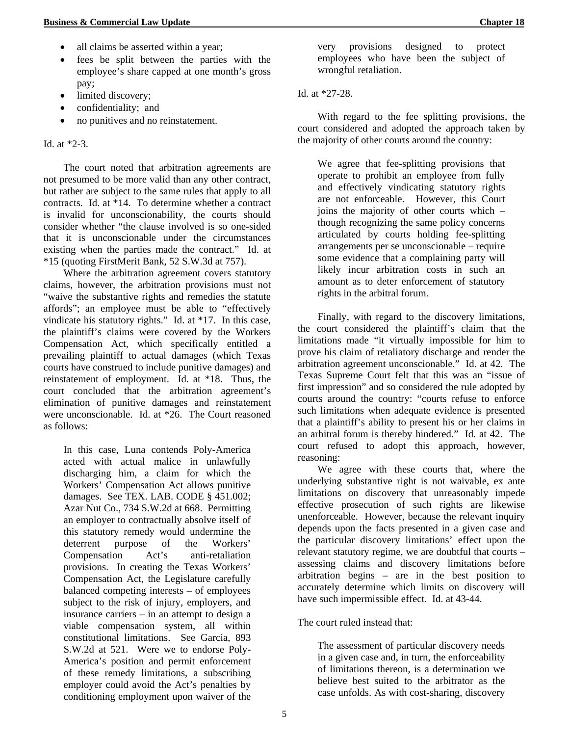- all claims be asserted within a year;
- fees be split between the parties with the employee's share capped at one month's gross pay;
- limited discovery;
- confidentiality; and
- no punitives and no reinstatement.

Id. at *2-3.

The court noted that arbitration agreements are not presumed to be more valid than any other contract, but rather are subject to the same rules that apply to all contracts. Id. at *14. To determine whether a contract is invalid for unconscionability, the courts should consider whether "the clause involved is so one-sided that it is unconscionable under the circumstances existing when the parties made the contract." Id. at *15 (quoting FirstMerit Bank, 52 S.W.3d at 757).

Where the arbitration agreement covers statutory claims, however, the arbitration provisions must not "waive the substantive rights and remedies the statute affords"; an employee must be able to "effectively vindicate his statutory rights." Id. at *17. In this case, the plaintiff's claims were covered by the Workers Compensation Act, which specifically entitled a prevailing plaintiff to actual damages (which Texas courts have construed to include punitive damages) and reinstatement of employment. Id. at *18. Thus, the court concluded that the arbitration agreement's elimination of punitive damages and reinstatement were unconscionable. Id. at *26. The Court reasoned as follows:

> In this case, Luna contends Poly-America acted with actual malice in unlawfully discharging him, a claim for which the Workers' Compensation Act allows punitive damages. See TEX. LAB. CODE § 451.002; Azar Nut Co., 734 S.W.2d at 668. Permitting an employer to contractually absolve itself of this statutory remedy would undermine the deterrent purpose of the Workers' Compensation Act's anti-retaliation provisions. In creating the Texas Workers' Compensation Act, the Legislature carefully balanced competing interests – of employees subject to the risk of injury, employers, and insurance carriers – in an attempt to design a viable compensation system, all within constitutional limitations. See Garcia, 893 S.W.2d at 521. Were we to endorse Poly-America's position and permit enforcement of these remedy limitations, a subscribing employer could avoid the Act's penalties by conditioning employment upon waiver of the very provisions designed to protect employees who have been the subject of wrongful retaliation.

Id. at *27-28.

With regard to the fee splitting provisions, the court considered and adopted the approach taken by the majority of other courts around the country:

> We agree that fee-splitting provisions that operate to prohibit an employee from fully and effectively vindicating statutory rights are not enforceable. However, this Court joins the majority of other courts which – though recognizing the same policy concerns articulated by courts holding fee-splitting arrangements per se unconscionable – require some evidence that a complaining party will likely incur arbitration costs in such an amount as to deter enforcement of statutory rights in the arbitral forum.

Finally, with regard to the discovery limitations, the court considered the plaintiff's claim that the limitations made "it virtually impossible for him to prove his claim of retaliatory discharge and render the arbitration agreement unconscionable." Id. at 42. The Texas Supreme Court felt that this was an "issue of first impression" and so considered the rule adopted by courts around the country: "courts refuse to enforce such limitations when adequate evidence is presented that a plaintiff's ability to present his or her claims in an arbitral forum is thereby hindered." Id. at 42. The court refused to adopt this approach, however, reasoning:

We agree with these courts that, where the underlying substantive right is not waivable, ex ante limitations on discovery that unreasonably impede effective prosecution of such rights are likewise unenforceable. However, because the relevant inquiry depends upon the facts presented in a given case and the particular discovery limitations' effect upon the relevant statutory regime, we are doubtful that courts – assessing claims and discovery limitations before arbitration begins – are in the best position to accurately determine which limits on discovery will have such impermissible effect. Id. at 43-44.

The court ruled instead that:

> The assessment of particular discovery needs in a given case and, in turn, the enforceability of limitations thereon, is a determination we believe best suited to the arbitrator as the case unfolds. As with cost-sharing, discovery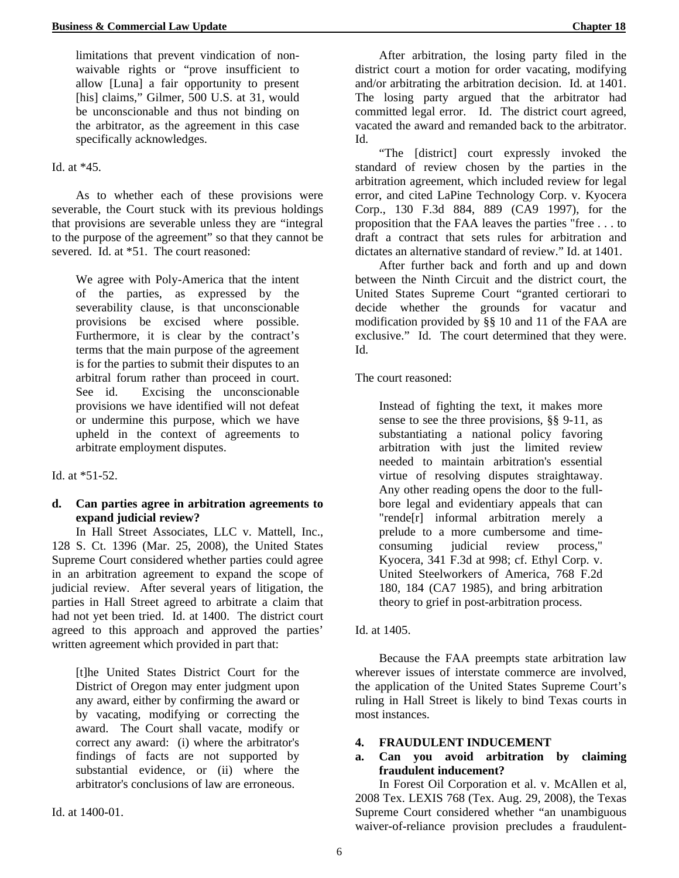limitations that prevent vindication of non-waivable rights or "prove insufficient to allow [Luna] a fair opportunity to present [his] claims," Gilmer, 500 U.S. at 31, would be unconscionable and thus not binding on the arbitrator, as the agreement in this case specifically acknowledges.

Id. at *45.

As to whether each of these provisions were severable, the Court stuck with its previous holdings that provisions are severable unless they are "integral to the purpose of the agreement" so that they cannot be severed. Id. at *51. The court reasoned:

> We agree with Poly-America that the intent of the parties, as expressed by the severability clause, is that unconscionable provisions be excised where possible. Furthermore, it is clear by the contract's terms that the main purpose of the agreement is for the parties to submit their disputes to an arbitral forum rather than proceed in court. See id. Excising the unconscionable provisions we have identified will not defeat or undermine this purpose, which we have upheld in the context of agreements to arbitrate employment disputes.

Id. at *51-52.

### d. Can parties agree in arbitration agreements to expand judicial review?

In Hall Street Associates, LLC v. Mattell, Inc., 128 S. Ct. 1396 (Mar. 25, 2008), the United States Supreme Court considered whether parties could agree in an arbitration agreement to expand the scope of judicial review. After several years of litigation, the parties in Hall Street agreed to arbitrate a claim that had not yet been tried. Id. at 1400. The district court agreed to this approach and approved the parties' written agreement which provided in part that:

> [t]he United States District Court for the District of Oregon may enter judgment upon any award, either by confirming the award or by vacating, modifying or correcting the award. The Court shall vacate, modify or correct any award: (i) where the arbitrator's findings of facts are not supported by substantial evidence, or (ii) where the arbitrator's conclusions of law are erroneous.

Id. at 1400-01.

After arbitration, the losing party filed in the district court a motion for order vacating, modifying and/or arbitrating the arbitration decision. Id. at 1401. The losing party argued that the arbitrator had committed legal error. Id. The district court agreed, vacated the award and remanded back to the arbitrator. Id.

"The [district] court expressly invoked the standard of review chosen by the parties in the arbitration agreement, which included review for legal error, and cited LaPine Technology Corp. v. Kyocera Corp., 130 F.3d 884, 889 (CA9 1997), for the proposition that the FAA leaves the parties "free . . . to draft a contract that sets rules for arbitration and dictates an alternative standard of review." Id. at 1401.

After further back and forth and up and down between the Ninth Circuit and the district court, the United States Supreme Court "granted certiorari to decide whether the grounds for vacatur and modification provided by §§ 10 and 11 of the FAA are exclusive." Id. The court determined that they were. Id.

The court reasoned:

> Instead of fighting the text, it makes more sense to see the three provisions, §§ 9-11, as substantiating a national policy favoring arbitration with just the limited review needed to maintain arbitration's essential virtue of resolving disputes straightaway. Any other reading opens the door to the full-bore legal and evidentiary appeals that can "rende[r] informal arbitration merely a prelude to a more cumbersome and time-consuming judicial review process," Kyocera, 341 F.3d at 998; cf. Ethyl Corp. v. United Steelworkers of America, 768 F.2d 180, 184 (CA7 1985), and bring arbitration theory to grief in post-arbitration process.

Id. at 1405.

Because the FAA preempts state arbitration law wherever issues of interstate commerce are involved, the application of the United States Supreme Court's ruling in Hall Street is likely to bind Texas courts in most instances.

## 4. FRAUDULENT INDUCEMENT

### a. Can you avoid arbitration by claiming fraudulent inducement?

In Forest Oil Corporation et al. v. McAllen et al, 2008 Tex. LEXIS 768 (Tex. Aug. 29, 2008), the Texas Supreme Court considered whether "an unambiguous waiver-of-reliance provision precludes a fraudulent-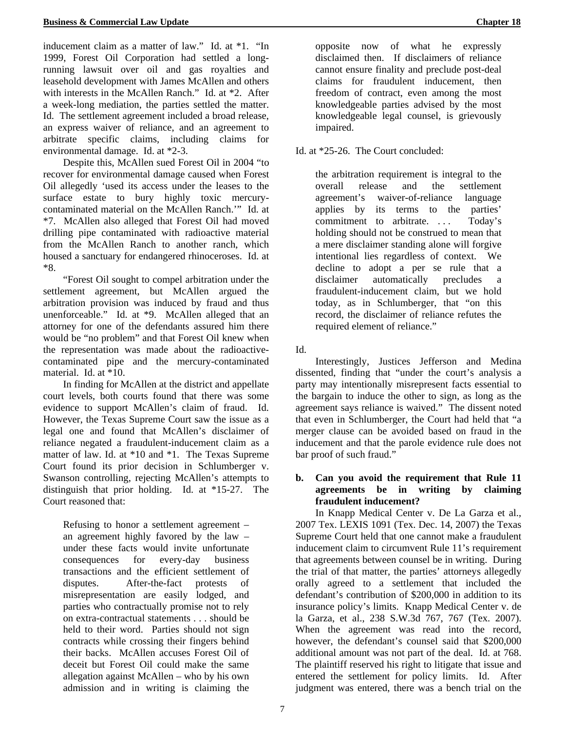inducement claim as a matter of law." Id. at *1. "In 1999, Forest Oil Corporation had settled a long-running lawsuit over oil and gas royalties and leasehold development with James McAllen and others with interests in the McAllen Ranch." Id. at *2. After a week-long mediation, the parties settled the matter. Id. The settlement agreement included a broad release, an express waiver of reliance, and an agreement to arbitrate specific claims, including claims for environmental damage. Id. at *2-3.

Despite this, McAllen sued Forest Oil in 2004 "to recover for environmental damage caused when Forest Oil allegedly 'used its access under the leases to the surface estate to bury highly toxic mercury-contaminated material on the McAllen Ranch.'" Id. at *7. McAllen also alleged that Forest Oil had moved drilling pipe contaminated with radioactive material from the McAllen Ranch to another ranch, which housed a sanctuary for endangered rhinoceroses. Id. at *8.

"Forest Oil sought to compel arbitration under the settlement agreement, but McAllen argued the arbitration provision was induced by fraud and thus unenforceable." Id. at *9. McAllen alleged that an attorney for one of the defendants assured him there would be "no problem" and that Forest Oil knew when the representation was made about the radioactive-contaminated pipe and the mercury-contaminated material. Id. at *10.

In finding for McAllen at the district and appellate court levels, both courts found that there was some evidence to support McAllen's claim of fraud. Id. However, the Texas Supreme Court saw the issue as a legal one and found that McAllen's disclaimer of reliance negated a fraudulent-inducement claim as a matter of law. Id. at *10 and *1. The Texas Supreme Court found its prior decision in Schlumberger v. Swanson controlling, rejecting McAllen's attempts to distinguish that prior holding. Id. at *15-27. The Court reasoned that:

> Refusing to honor a settlement agreement – an agreement highly favored by the law – under these facts would invite unfortunate consequences for every-day business transactions and the efficient settlement of disputes. After-the-fact protests of misrepresentation are easily lodged, and parties who contractually promise not to rely on extra-contractual statements . . . should be held to their word. Parties should not sign contracts while crossing their fingers behind their backs. McAllen accuses Forest Oil of deceit but Forest Oil could make the same allegation against McAllen – who by his own admission and in writing is claiming the opposite now of what he expressly disclaimed then. If disclaimers of reliance cannot ensure finality and preclude post-deal claims for fraudulent inducement, then freedom of contract, even among the most knowledgeable parties advised by the most knowledgeable legal counsel, is grievously impaired.

Id. at *25-26. The Court concluded:

> the arbitration requirement is integral to the overall release and the settlement agreement's waiver-of-reliance language applies by its terms to the parties' commitment to arbitrate. . . . Today's holding should not be construed to mean that a mere disclaimer standing alone will forgive intentional lies regardless of context. We decline to adopt a per se rule that a disclaimer automatically precludes a fraudulent-inducement claim, but we hold today, as in Schlumberger, that "on this record, the disclaimer of reliance refutes the required element of reliance."

Id.

Interestingly, Justices Jefferson and Medina dissented, finding that "under the court's analysis a party may intentionally misrepresent facts essential to the bargain to induce the other to sign, as long as the agreement says reliance is waived." The dissent noted that even in Schlumberger, the Court had held that "a merger clause can be avoided based on fraud in the inducement and that the parole evidence rule does not bar proof of such fraud."

**b. Can you avoid the requirement that Rule 11 agreements be in writing by claiming fraudulent inducement?**

In Knapp Medical Center v. De La Garza et al., 2007 Tex. LEXIS 1091 (Tex. Dec. 14, 2007) the Texas Supreme Court held that one cannot make a fraudulent inducement claim to circumvent Rule 11's requirement that agreements between counsel be in writing. During the trial of that matter, the parties' attorneys allegedly orally agreed to a settlement that included the defendant's contribution of $200,000 in addition to its insurance policy's limits. Knapp Medical Center v. de la Garza, et al., 238 S.W.3d 767, 767 (Tex. 2007). When the agreement was read into the record, however, the defendant's counsel said that $200,000 additional amount was not part of the deal. Id. at 768. The plaintiff reserved his right to litigate that issue and entered the settlement for policy limits. Id. After judgment was entered, there was a bench trial on the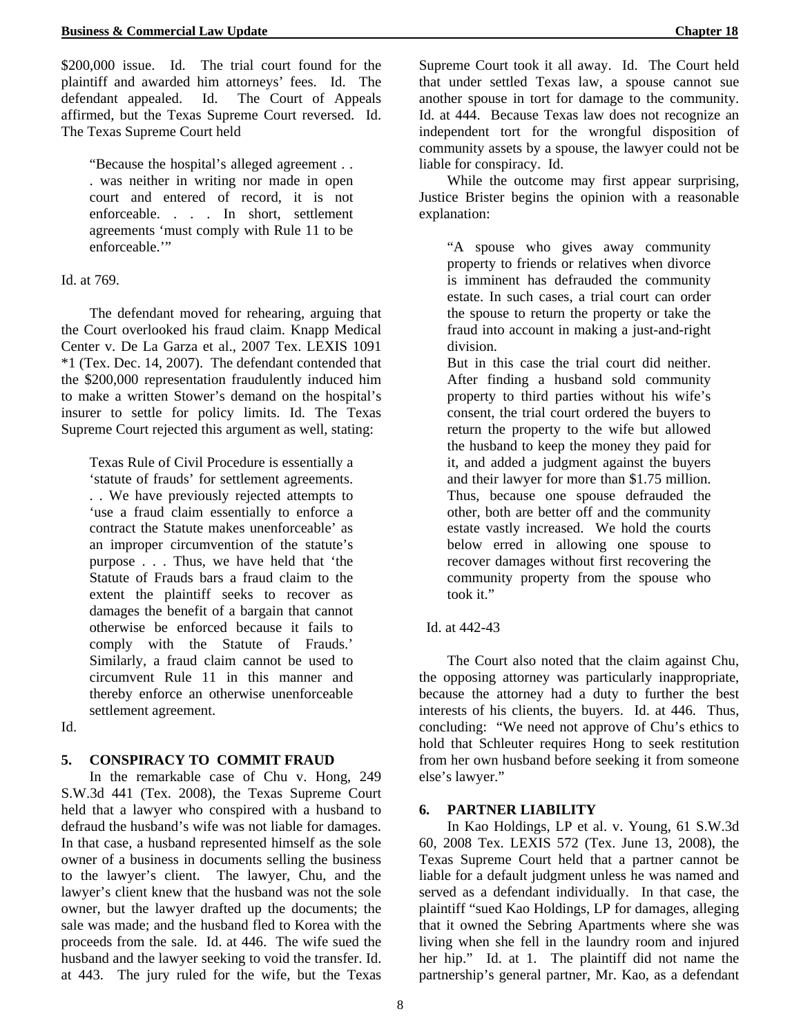$200,000 issue. Id. The trial court found for the plaintiff and awarded him attorneys' fees. Id. The defendant appealed. Id. The Court of Appeals affirmed, but the Texas Supreme Court reversed. Id. The Texas Supreme Court held

> "Because the hospital's alleged agreement . . . was neither in writing nor made in open court and entered of record, it is not enforceable. . . . In short, settlement agreements 'must comply with Rule 11 to be enforceable.'"

Id. at 769.

The defendant moved for rehearing, arguing that the Court overlooked his fraud claim. Knapp Medical Center v. De La Garza et al., 2007 Tex. LEXIS 1091 *1 (Tex. Dec. 14, 2007). The defendant contended that the $200,000 representation fraudulently induced him to make a written Stower's demand on the hospital's insurer to settle for policy limits. Id. The Texas Supreme Court rejected this argument as well, stating:

> Texas Rule of Civil Procedure is essentially a 'statute of frauds' for settlement agreements. . . We have previously rejected attempts to 'use a fraud claim essentially to enforce a contract the Statute makes unenforceable' as an improper circumvention of the statute's purpose . . . Thus, we have held that 'the Statute of Frauds bars a fraud claim to the extent the plaintiff seeks to recover as damages the benefit of a bargain that cannot otherwise be enforced because it fails to comply with the Statute of Frauds.' Similarly, a fraud claim cannot be used to circumvent Rule 11 in this manner and thereby enforce an otherwise unenforceable settlement agreement.

Id.

## 5. CONSPIRACY TO COMMIT FRAUD

In the remarkable case of Chu v. Hong, 249 S.W.3d 441 (Tex. 2008), the Texas Supreme Court held that a lawyer who conspired with a husband to defraud the husband's wife was not liable for damages. In that case, a husband represented himself as the sole owner of a business in documents selling the business to the lawyer's client. The lawyer, Chu, and the lawyer's client knew that the husband was not the sole owner, but the lawyer drafted up the documents; the sale was made; and the husband fled to Korea with the proceeds from the sale. Id. at 446. The wife sued the husband and the lawyer seeking to void the transfer. Id. at 443. The jury ruled for the wife, but the Texas Supreme Court took it all away. Id. The Court held that under settled Texas law, a spouse cannot sue another spouse in tort for damage to the community. Id. at 444. Because Texas law does not recognize an independent tort for the wrongful disposition of community assets by a spouse, the lawyer could not be liable for conspiracy. Id.

While the outcome may first appear surprising, Justice Brister begins the opinion with a reasonable explanation:

> "A spouse who gives away community property to friends or relatives when divorce is imminent has defrauded the community estate. In such cases, a trial court can order the spouse to return the property or take the fraud into account in making a just-and-right division.
>
> But in this case the trial court did neither. After finding a husband sold community property to third parties without his wife's consent, the trial court ordered the buyers to return the property to the wife but allowed the husband to keep the money they paid for it, and added a judgment against the buyers and their lawyer for more than $1.75 million. Thus, because one spouse defrauded the other, both are better off and the community estate vastly increased. We hold the courts below erred in allowing one spouse to recover damages without first recovering the community property from the spouse who took it."

Id. at 442-43

The Court also noted that the claim against Chu, the opposing attorney was particularly inappropriate, because the attorney had a duty to further the best interests of his clients, the buyers. Id. at 446. Thus, concluding: "We need not approve of Chu's ethics to hold that Schleuter requires Hong to seek restitution from her own husband before seeking it from someone else's lawyer."

## 6. PARTNER LIABILITY

In Kao Holdings, LP et al. v. Young, 61 S.W.3d 60, 2008 Tex. LEXIS 572 (Tex. June 13, 2008), the Texas Supreme Court held that a partner cannot be liable for a default judgment unless he was named and served as a defendant individually. In that case, the plaintiff "sued Kao Holdings, LP for damages, alleging that it owned the Sebring Apartments where she was living when she fell in the laundry room and injured her hip." Id. at 1. The plaintiff did not name the partnership's general partner, Mr. Kao, as a defendant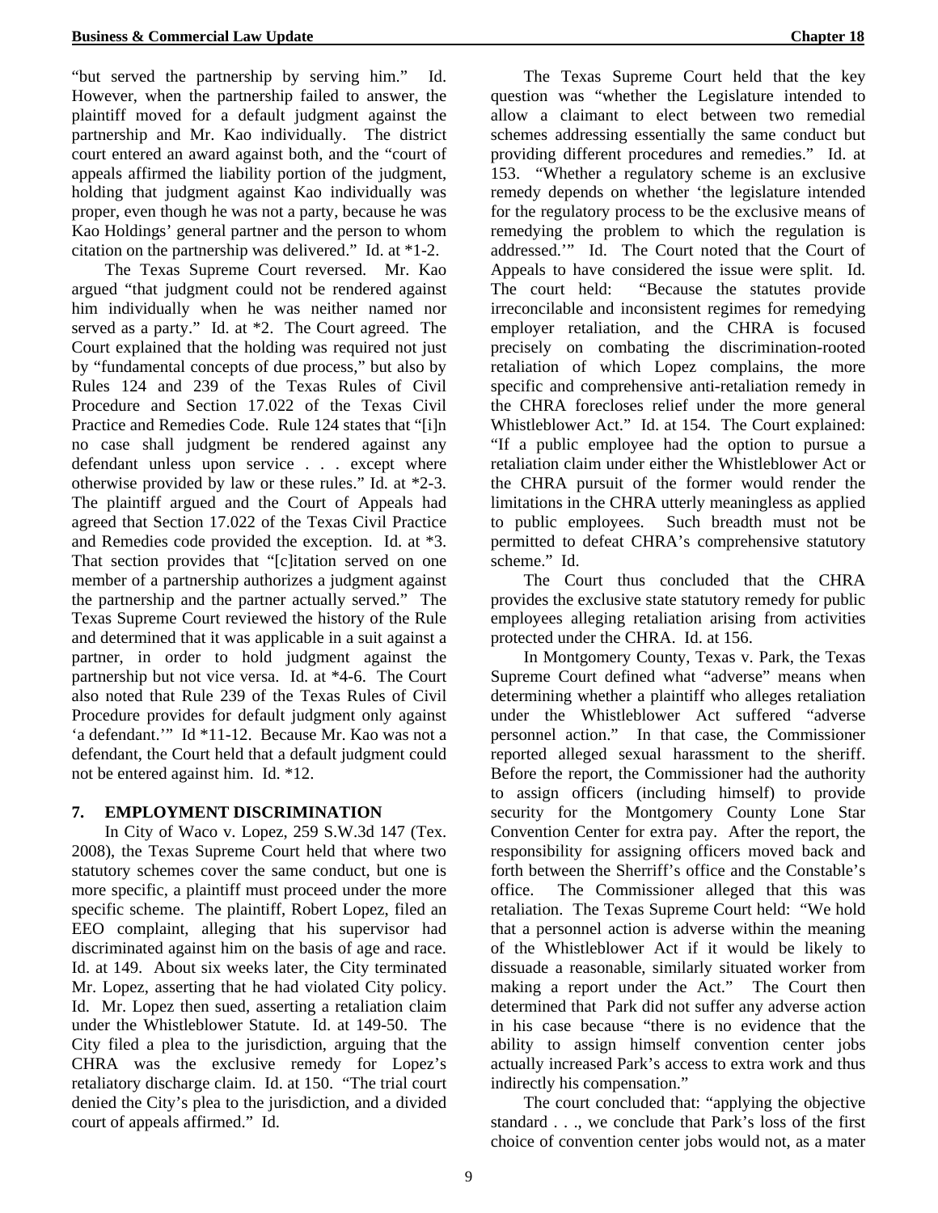"but served the partnership by serving him." Id. However, when the partnership failed to answer, the plaintiff moved for a default judgment against the partnership and Mr. Kao individually. The district court entered an award against both, and the "court of appeals affirmed the liability portion of the judgment, holding that judgment against Kao individually was proper, even though he was not a party, because he was Kao Holdings' general partner and the person to whom citation on the partnership was delivered." Id. at *1-2.

The Texas Supreme Court reversed. Mr. Kao argued "that judgment could not be rendered against him individually when he was neither named nor served as a party." Id. at *2. The Court agreed. The Court explained that the holding was required not just by "fundamental concepts of due process," but also by Rules 124 and 239 of the Texas Rules of Civil Procedure and Section 17.022 of the Texas Civil Practice and Remedies Code. Rule 124 states that "[i]n no case shall judgment be rendered against any defendant unless upon service . . . except where otherwise provided by law or these rules." Id. at *2-3. The plaintiff argued and the Court of Appeals had agreed that Section 17.022 of the Texas Civil Practice and Remedies code provided the exception. Id. at *3. That section provides that "[c]itation served on one member of a partnership authorizes a judgment against the partnership and the partner actually served." The Texas Supreme Court reviewed the history of the Rule and determined that it was applicable in a suit against a partner, in order to hold judgment against the partnership but not vice versa. Id. at *4-6. The Court also noted that Rule 239 of the Texas Rules of Civil Procedure provides for default judgment only against 'a defendant.'" Id *11-12. Because Mr. Kao was not a defendant, the Court held that a default judgment could not be entered against him. Id. *12.

## 7. EMPLOYMENT DISCRIMINATION

In City of Waco v. Lopez, 259 S.W.3d 147 (Tex. 2008), the Texas Supreme Court held that where two statutory schemes cover the same conduct, but one is more specific, a plaintiff must proceed under the more specific scheme. The plaintiff, Robert Lopez, filed an EEO complaint, alleging that his supervisor had discriminated against him on the basis of age and race. Id. at 149. About six weeks later, the City terminated Mr. Lopez, asserting that he had violated City policy. Id. Mr. Lopez then sued, asserting a retaliation claim under the Whistleblower Statute. Id. at 149-50. The City filed a plea to the jurisdiction, arguing that the CHRA was the exclusive remedy for Lopez's retaliatory discharge claim. Id. at 150. "The trial court denied the City's plea to the jurisdiction, and a divided court of appeals affirmed." Id.

The Texas Supreme Court held that the key question was "whether the Legislature intended to allow a claimant to elect between two remedial schemes addressing essentially the same conduct but providing different procedures and remedies." Id. at 153. "Whether a regulatory scheme is an exclusive remedy depends on whether 'the legislature intended for the regulatory process to be the exclusive means of remedying the problem to which the regulation is addressed.'" Id. The Court noted that the Court of Appeals to have considered the issue were split. Id. The court held: "Because the statutes provide irreconcilable and inconsistent regimes for remedying employer retaliation, and the CHRA is focused precisely on combating the discrimination-rooted retaliation of which Lopez complains, the more specific and comprehensive anti-retaliation remedy in the CHRA forecloses relief under the more general Whistleblower Act." Id. at 154. The Court explained: "If a public employee had the option to pursue a retaliation claim under either the Whistleblower Act or the CHRA pursuit of the former would render the limitations in the CHRA utterly meaningless as applied to public employees. Such breadth must not be permitted to defeat CHRA's comprehensive statutory scheme." Id.

The Court thus concluded that the CHRA provides the exclusive state statutory remedy for public employees alleging retaliation arising from activities protected under the CHRA. Id. at 156.

In Montgomery County, Texas v. Park, the Texas Supreme Court defined what "adverse" means when determining whether a plaintiff who alleges retaliation under the Whistleblower Act suffered "adverse personnel action." In that case, the Commissioner reported alleged sexual harassment to the sheriff. Before the report, the Commissioner had the authority to assign officers (including himself) to provide security for the Montgomery County Lone Star Convention Center for extra pay. After the report, the responsibility for assigning officers moved back and forth between the Sherriff's office and the Constable's office. The Commissioner alleged that this was retaliation. The Texas Supreme Court held: "We hold that a personnel action is adverse within the meaning of the Whistleblower Act if it would be likely to dissuade a reasonable, similarly situated worker from making a report under the Act." The Court then determined that Park did not suffer any adverse action in his case because "there is no evidence that the ability to assign himself convention center jobs actually increased Park's access to extra work and thus indirectly his compensation."

The court concluded that: "applying the objective standard . . ., we conclude that Park's loss of the first choice of convention center jobs would not, as a mater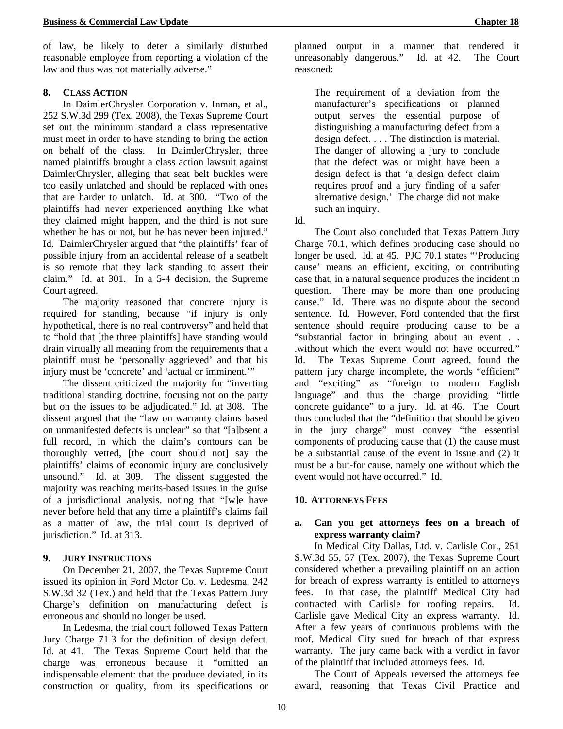of law, be likely to deter a similarly disturbed reasonable employee from reporting a violation of the law and thus was not materially adverse."

## 8. CLASS ACTION

In DaimlerChrysler Corporation v. Inman, et al., 252 S.W.3d 299 (Tex. 2008), the Texas Supreme Court set out the minimum standard a class representative must meet in order to have standing to bring the action on behalf of the class. In DaimlerChrysler, three named plaintiffs brought a class action lawsuit against DaimlerChrysler, alleging that seat belt buckles were too easily unlatched and should be replaced with ones that are harder to unlatch. Id. at 300. "Two of the plaintiffs had never experienced anything like what they claimed might happen, and the third is not sure whether he has or not, but he has never been injured." Id. DaimlerChrysler argued that "the plaintiffs' fear of possible injury from an accidental release of a seatbelt is so remote that they lack standing to assert their claim." Id. at 301. In a 5-4 decision, the Supreme Court agreed.

The majority reasoned that concrete injury is required for standing, because "if injury is only hypothetical, there is no real controversy" and held that to "hold that [the three plaintiffs] have standing would drain virtually all meaning from the requirements that a plaintiff must be 'personally aggrieved' and that his injury must be 'concrete' and 'actual or imminent.'"

The dissent criticized the majority for "inverting traditional standing doctrine, focusing not on the party but on the issues to be adjudicated." Id. at 308. The dissent argued that the "law on warranty claims based on unmanifested defects is unclear" so that "[a]bsent a full record, in which the claim's contours can be thoroughly vetted, [the court should not] say the plaintiffs' claims of economic injury are conclusively unsound." Id. at 309. The dissent suggested the majority was reaching merits-based issues in the guise of a jurisdictional analysis, noting that "[w]e have never before held that any time a plaintiff's claims fail as a matter of law, the trial court is deprived of jurisdiction." Id. at 313.

## 9. JURY INSTRUCTIONS

On December 21, 2007, the Texas Supreme Court issued its opinion in Ford Motor Co. v. Ledesma, 242 S.W.3d 32 (Tex.) and held that the Texas Pattern Jury Charge's definition on manufacturing defect is erroneous and should no longer be used.

In Ledesma, the trial court followed Texas Pattern Jury Charge 71.3 for the definition of design defect. Id. at 41. The Texas Supreme Court held that the charge was erroneous because it "omitted an indispensable element: that the produce deviated, in its construction or quality, from its specifications or planned output in a manner that rendered it unreasonably dangerous." Id. at 42. The Court reasoned:

> The requirement of a deviation from the manufacturer's specifications or planned output serves the essential purpose of distinguishing a manufacturing defect from a design defect. . . . The distinction is material. The danger of allowing a jury to conclude that the defect was or might have been a design defect is that 'a design defect claim requires proof and a jury finding of a safer alternative design.' The charge did not make such an inquiry.

Id.

The Court also concluded that Texas Pattern Jury Charge 70.1, which defines producing case should no longer be used. Id. at 45. PJC 70.1 states "'Producing cause' means an efficient, exciting, or contributing case that, in a natural sequence produces the incident in question. There may be more than one producing cause." Id. There was no dispute about the second sentence. Id. However, Ford contended that the first sentence should require producing cause to be a "substantial factor in bringing about an event . . .without which the event would not have occurred." Id. The Texas Supreme Court agreed, found the pattern jury charge incomplete, the words "efficient" and "exciting" as "foreign to modern English language" and thus the charge providing "little concrete guidance" to a jury. Id. at 46. The Court thus concluded that the "definition that should be given in the jury charge" must convey "the essential components of producing cause that (1) the cause must be a substantial cause of the event in issue and (2) it must be a but-for cause, namely one without which the event would not have occurred." Id.

## 10. ATTORNEYS FEES

### a. Can you get attorneys fees on a breach of express warranty claim?

In Medical City Dallas, Ltd. v. Carlisle Cor., 251 S.W.3d 55, 57 (Tex. 2007), the Texas Supreme Court considered whether a prevailing plaintiff on an action for breach of express warranty is entitled to attorneys fees. In that case, the plaintiff Medical City had contracted with Carlisle for roofing repairs. Id. Carlisle gave Medical City an express warranty. Id. After a few years of continuous problems with the roof, Medical City sued for breach of that express warranty. The jury came back with a verdict in favor of the plaintiff that included attorneys fees. Id.

The Court of Appeals reversed the attorneys fee award, reasoning that Texas Civil Practice and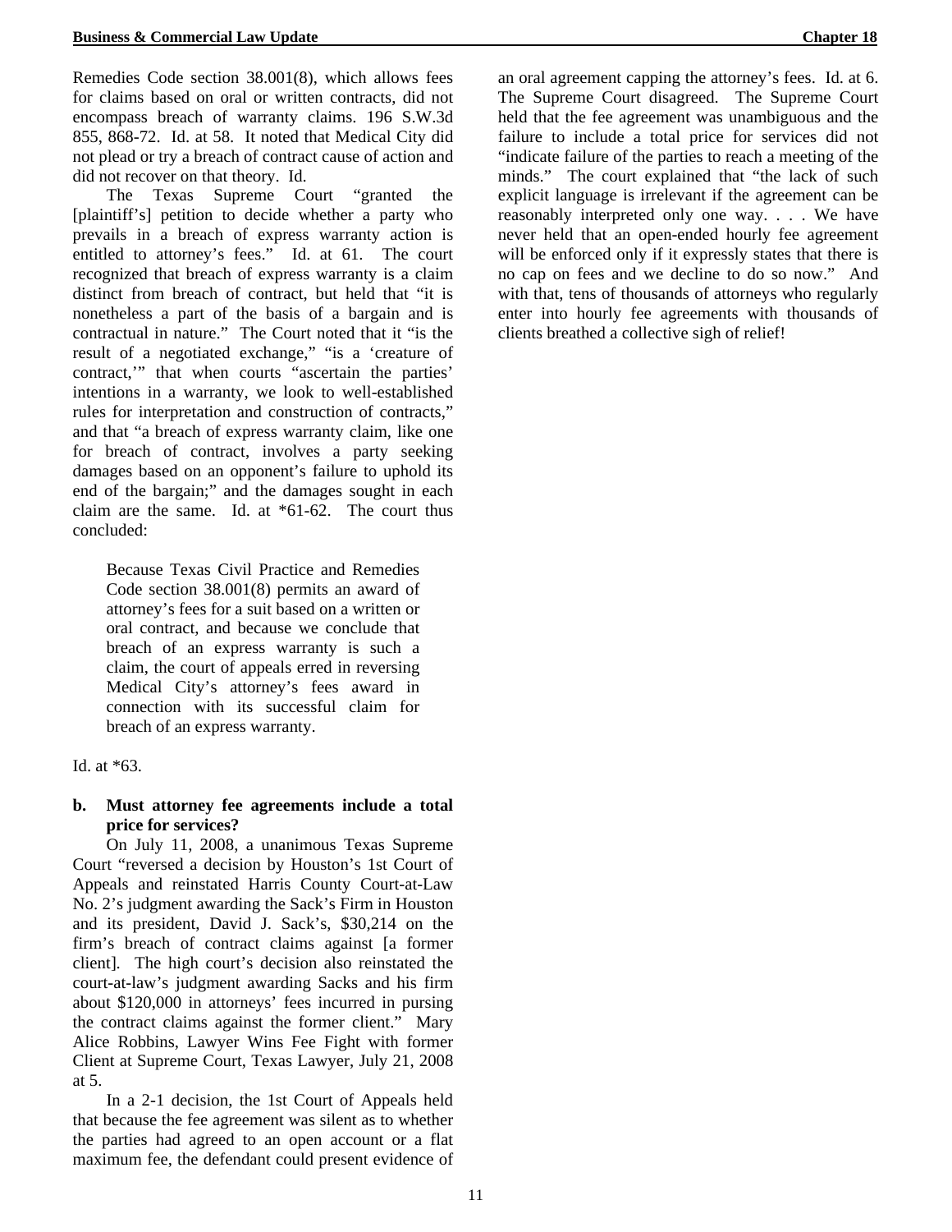Remedies Code section 38.001(8), which allows fees for claims based on oral or written contracts, did not encompass breach of warranty claims. 196 S.W.3d 855, 868-72. Id. at 58. It noted that Medical City did not plead or try a breach of contract cause of action and did not recover on that theory. Id.

The Texas Supreme Court "granted the [plaintiff's] petition to decide whether a party who prevails in a breach of express warranty action is entitled to attorney's fees." Id. at 61. The court recognized that breach of express warranty is a claim distinct from breach of contract, but held that "it is nonetheless a part of the basis of a bargain and is contractual in nature." The Court noted that it "is the result of a negotiated exchange," "is a 'creature of contract,'" that when courts "ascertain the parties' intentions in a warranty, we look to well-established rules for interpretation and construction of contracts," and that "a breach of express warranty claim, like one for breach of contract, involves a party seeking damages based on an opponent's failure to uphold its end of the bargain;" and the damages sought in each claim are the same. Id. at *61-62. The court thus concluded:

> Because Texas Civil Practice and Remedies Code section 38.001(8) permits an award of attorney's fees for a suit based on a written or oral contract, and because we conclude that breach of an express warranty is such a claim, the court of appeals erred in reversing Medical City's attorney's fees award in connection with its successful claim for breach of an express warranty.

Id. at *63.

**b. Must attorney fee agreements include a total price for services?**

On July 11, 2008, a unanimous Texas Supreme Court "reversed a decision by Houston's 1st Court of Appeals and reinstated Harris County Court-at-Law No. 2's judgment awarding the Sack's Firm in Houston and its president, David J. Sack's, $30,214 on the firm's breach of contract claims against [a former client]. The high court's decision also reinstated the court-at-law's judgment awarding Sacks and his firm about $120,000 in attorneys' fees incurred in pursing the contract claims against the former client." Mary Alice Robbins, Lawyer Wins Fee Fight with former Client at Supreme Court, Texas Lawyer, July 21, 2008 at 5.

In a 2-1 decision, the 1st Court of Appeals held that because the fee agreement was silent as to whether the parties had agreed to an open account or a flat maximum fee, the defendant could present evidence of an oral agreement capping the attorney's fees. Id. at 6. The Supreme Court disagreed. The Supreme Court held that the fee agreement was unambiguous and the failure to include a total price for services did not "indicate failure of the parties to reach a meeting of the minds." The court explained that "the lack of such explicit language is irrelevant if the agreement can be reasonably interpreted only one way. . . . We have never held that an open-ended hourly fee agreement will be enforced only if it expressly states that there is no cap on fees and we decline to do so now." And with that, tens of thousands of attorneys who regularly enter into hourly fee agreements with thousands of clients breathed a collective sigh of relief!